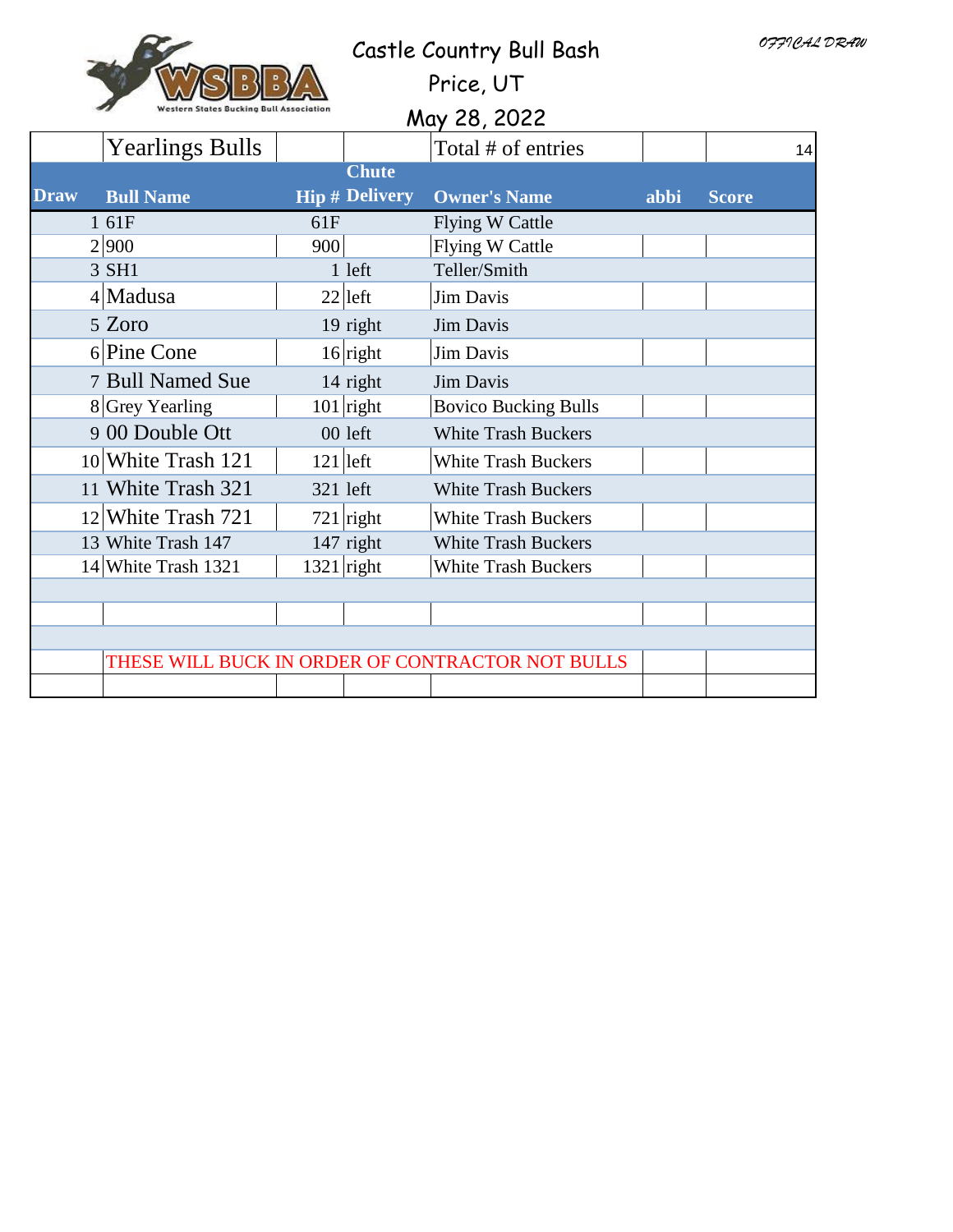OFFICAL DRAW

# Castle Country Bull Bash

Price, UT

May 28, 2022

| Draw | Yearlings Bulls | | | Total # of entries | | 14 |
|---|---|---|---|---|---|---|
| **Draw** | **Bull Name** | **Hip #** | **Chute Delivery** | **Owner's Name** | **abbi** | **Score** |
| 1 | 61F | 61F | | Flying W Cattle | | |
| 2 | 900 | 900 | | Flying W Cattle | | |
| 3 | SH1 | 1 | left | Teller/Smith | | |
| 4 | Madusa | 22 | left | Jim Davis | | |
| 5 | Zoro | 19 | right | Jim Davis | | |
| 6 | Pine Cone | 16 | right | Jim Davis | | |
| 7 | Bull Named Sue | 14 | right | Jim Davis | | |
| 8 | Grey Yearling | 101 | right | Bovico Bucking Bulls | | |
| 9 | 00 Double Ott | 00 | left | White Trash Buckers | | |
| 10 | White Trash 121 | 121 | left | White Trash Buckers | | |
| 11 | White Trash 321 | 321 | left | White Trash Buckers | | |
| 12 | White Trash 721 | 721 | right | White Trash Buckers | | |
| 13 | White Trash 147 | 147 | right | White Trash Buckers | | |
| 14 | White Trash 1321 | 1321 | right | White Trash Buckers | | |

THESE WILL BUCK IN ORDER OF CONTRACTOR NOT BULLS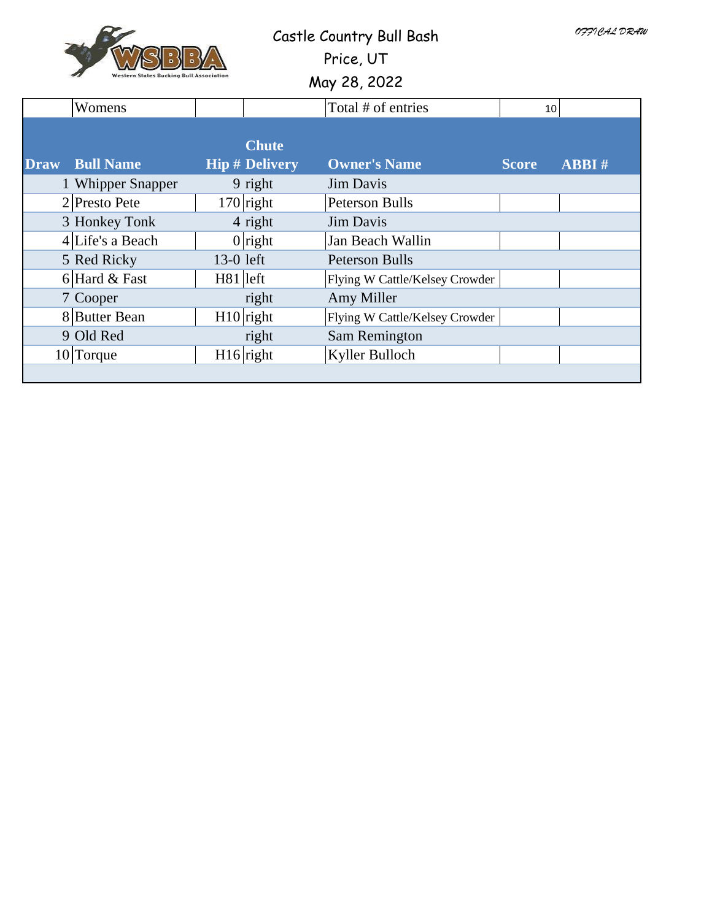OFFICAL DRAW

# Castle Country Bull Bash

Price, UT

May 28, 2022

| | Womens | | | Total # of entries | 10 | |
|---|---|---|---|---|---|---|
| **Draw** | **Bull Name** | **Hip #** | **Chute Delivery** | **Owner's Name** | **Score** | **ABBI #** |
| 1 | Whipper Snapper | 9 | right | Jim Davis | | |
| 2 | Presto Pete | 170 | right | Peterson Bulls | | |
| 3 | Honkey Tonk | 4 | right | Jim Davis | | |
| 4 | Life's a Beach | 0 | right | Jan Beach Wallin | | |
| 5 | Red Ricky | 13-0 | left | Peterson Bulls | | |
| 6 | Hard & Fast | H81 | left | Flying W Cattle/Kelsey Crowder | | |
| 7 | Cooper | | right | Amy Miller | | |
| 8 | Butter Bean | H10 | right | Flying W Cattle/Kelsey Crowder | | |
| 9 | Old Red | | right | Sam Remington | | |
| 10 | Torque | H16 | right | Kyller Bulloch | | |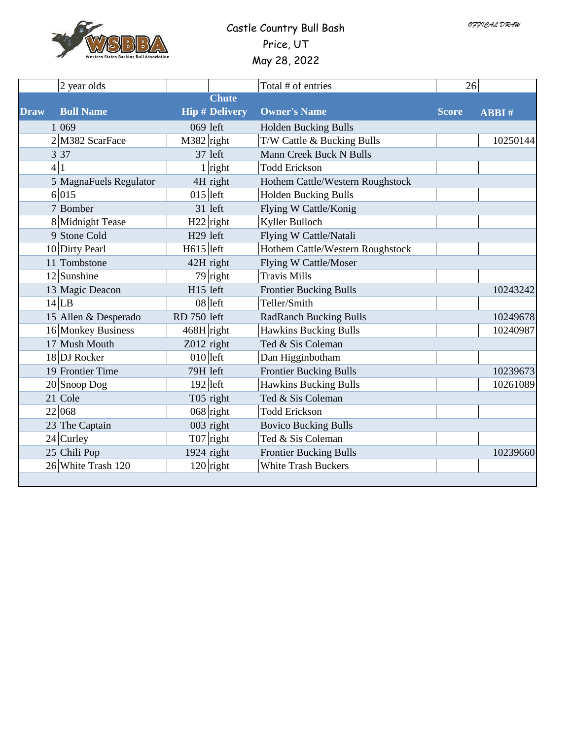OFFICAL DRAW

# Castle Country Bull Bash

Price, UT

May 28, 2022

| Draw | Bull Name | Hip # | Chute Delivery | Owner's Name | Score | ABBI # |
|---|---|---|---|---|---|---|
| | 2 year olds | | | Total # of entries | 26 | |
| 1 | 069 | 069 | left | Holden Bucking Bulls | | |
| 2 | M382 ScarFace | M382 | right | T/W Cattle & Bucking Bulls | | 10250144 |
| 3 | 37 | 37 | left | Mann Creek Buck N Bulls | | |
| 4 | 1 | 1 | right | Todd Erickson | | |
| 5 | MagnaFuels Regulator | 4H | right | Hothem Cattle/Western Roughstock | | |
| 6 | 015 | 015 | left | Holden Bucking Bulls | | |
| 7 | Bomber | 31 | left | Flying W Cattle/Konig | | |
| 8 | Midnight Tease | H22 | right | Kyller Bulloch | | |
| 9 | Stone Cold | H29 | left | Flying W Cattle/Natali | | |
| 10 | Dirty Pearl | H615 | left | Hothem Cattle/Western Roughstock | | |
| 11 | Tombstone | 42H | right | Flying W Cattle/Moser | | |
| 12 | Sunshine | 79 | right | Travis Mills | | |
| 13 | Magic Deacon | H15 | left | Frontier Bucking Bulls | | 10243242 |
| 14 | LB | 08 | left | Teller/Smith | | |
| 15 | Allen & Desperado | RD 750 | left | RadRanch Bucking Bulls | | 10249678 |
| 16 | Monkey Business | 468H | right | Hawkins Bucking Bulls | | 10240987 |
| 17 | Mush Mouth | Z012 | right | Ted & Sis Coleman | | |
| 18 | DJ Rocker | 010 | left | Dan Higginbotham | | |
| 19 | Frontier Time | 79H | left | Frontier Bucking Bulls | | 10239673 |
| 20 | Snoop Dog | 192 | left | Hawkins Bucking Bulls | | 10261089 |
| 21 | Cole | T05 | right | Ted & Sis Coleman | | |
| 22 | 068 | 068 | right | Todd Erickson | | |
| 23 | The Captain | 003 | right | Bovico Bucking Bulls | | |
| 24 | Curley | T07 | right | Ted & Sis Coleman | | |
| 25 | Chili Pop | 1924 | right | Frontier Bucking Bulls | | 10239660 |
| 26 | White Trash 120 | 120 | right | White Trash Buckers | | |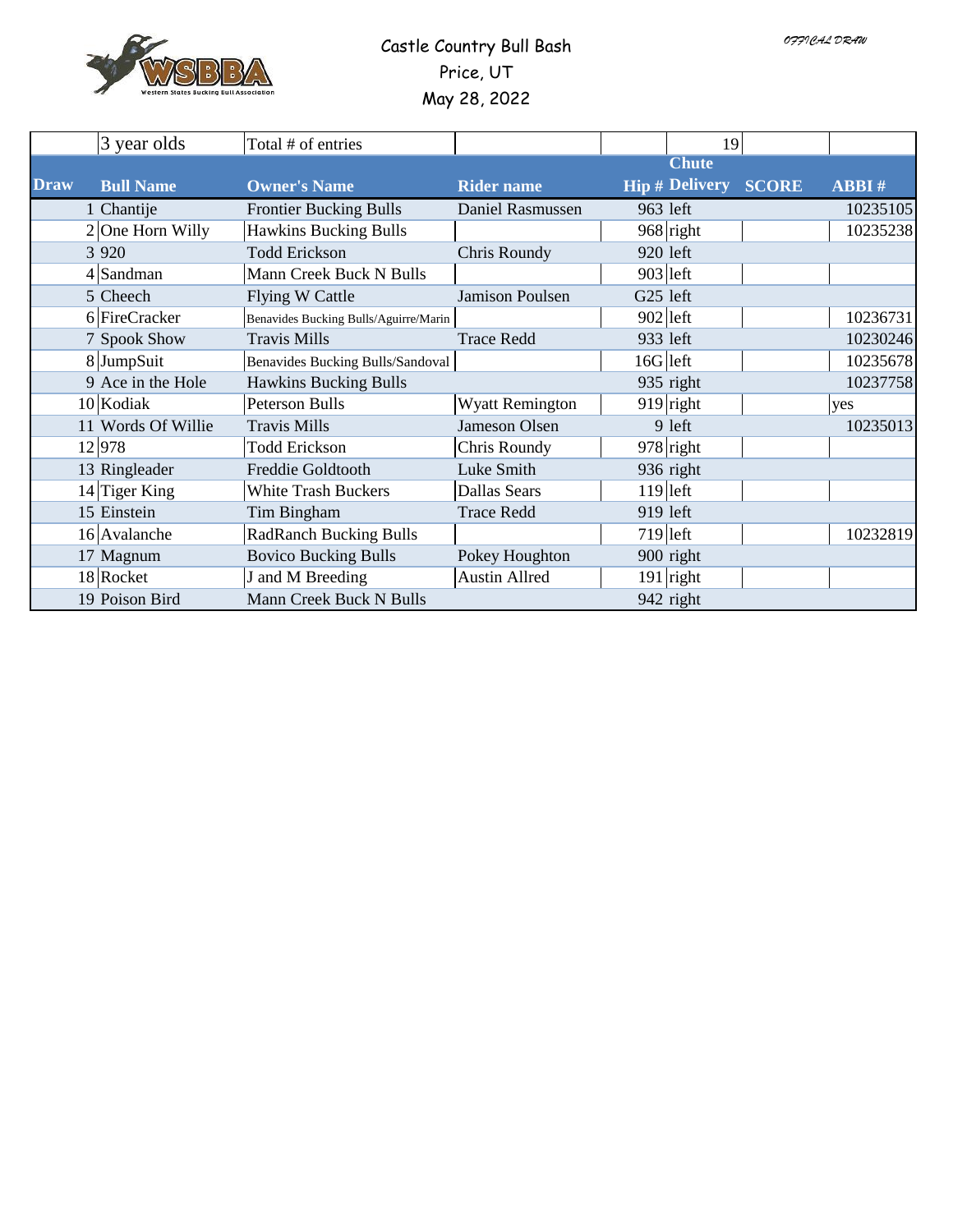OFFICAL DRAW

# Castle Country Bull Bash

Price, UT

May 28, 2022

| | 3 year olds | Total # of entries | | | 19 | | |
|---|---|---|---|---|---|---|---|
| **Draw** | **Bull Name** | **Owner's Name** | **Rider name** | **Hip #** | **Chute Delivery** | **SCORE** | **ABBI #** |
| 1 | Chantije | Frontier Bucking Bulls | Daniel Rasmussen | 963 | left | | 10235105 |
| 2 | One Horn Willy | Hawkins Bucking Bulls | | 968 | right | | 10235238 |
| 3 | 920 | Todd Erickson | Chris Roundy | 920 | left | | |
| 4 | Sandman | Mann Creek Buck N Bulls | | 903 | left | | |
| 5 | Cheech | Flying W Cattle | Jamison Poulsen | G25 | left | | |
| 6 | FireCracker | Benavides Bucking Bulls/Aguirre/Marin | | 902 | left | | 10236731 |
| 7 | Spook Show | Travis Mills | Trace Redd | 933 | left | | 10230246 |
| 8 | JumpSuit | Benavides Bucking Bulls/Sandoval | | 16G | left | | 10235678 |
| 9 | Ace in the Hole | Hawkins Bucking Bulls | | 935 | right | | 10237758 |
| 10 | Kodiak | Peterson Bulls | Wyatt Remington | 919 | right | | yes |
| 11 | Words Of Willie | Travis Mills | Jameson Olsen | 9 | left | | 10235013 |
| 12 | 978 | Todd Erickson | Chris Roundy | 978 | right | | |
| 13 | Ringleader | Freddie Goldtooth | Luke Smith | 936 | right | | |
| 14 | Tiger King | White Trash Buckers | Dallas Sears | 119 | left | | |
| 15 | Einstein | Tim Bingham | Trace Redd | 919 | left | | |
| 16 | Avalanche | RadRanch Bucking Bulls | | 719 | left | | 10232819 |
| 17 | Magnum | Bovico Bucking Bulls | Pokey Houghton | 900 | right | | |
| 18 | Rocket | J and M Breeding | Austin Allred | 191 | right | | |
| 19 | Poison Bird | Mann Creek Buck N Bulls | | 942 | right | | |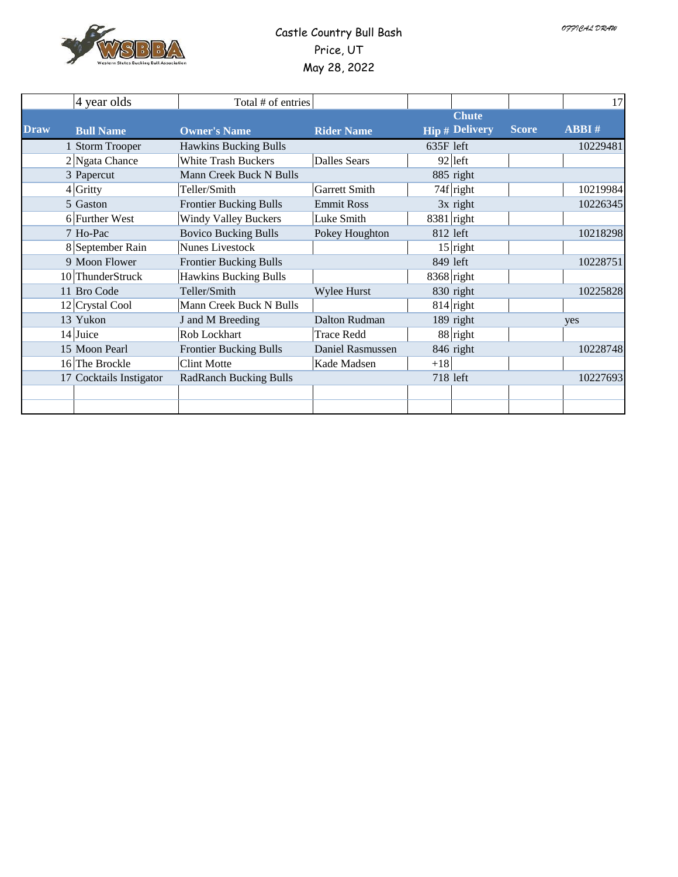OFFICAL DRAW

# Castle Country Bull Bash
Price, UT
May 28, 2022

| | 4 year olds | Total # of entries | | | | | 17 |
|---|---|---|---|---|---|---|---|
| **Draw** | **Bull Name** | **Owner's Name** | **Rider Name** | **Hip #** | **Chute Delivery** | **Score** | **ABBI #** |
| 1 | Storm Trooper | Hawkins Bucking Bulls | | 635F | left | | 10229481 |
| 2 | Ngata Chance | White Trash Buckers | Dalles Sears | 92 | left | | |
| 3 | Papercut | Mann Creek Buck N Bulls | | 885 | right | | |
| 4 | Gritty | Teller/Smith | Garrett Smith | 74f | right | | 10219984 |
| 5 | Gaston | Frontier Bucking Bulls | Emmit Ross | 3x | right | | 10226345 |
| 6 | Further West | Windy Valley Buckers | Luke Smith | 8381 | right | | |
| 7 | Ho-Pac | Bovico Bucking Bulls | Pokey Houghton | 812 | left | | 10218298 |
| 8 | September Rain | Nunes Livestock | | 15 | right | | |
| 9 | Moon Flower | Frontier Bucking Bulls | | 849 | left | | 10228751 |
| 10 | ThunderStruck | Hawkins Bucking Bulls | | 8368 | right | | |
| 11 | Bro Code | Teller/Smith | Wylee Hurst | 830 | right | | 10225828 |
| 12 | Crystal Cool | Mann Creek Buck N Bulls | | 814 | right | | |
| 13 | Yukon | J and M Breeding | Dalton Rudman | 189 | right | | yes |
| 14 | Juice | Rob Lockhart | Trace Redd | 88 | right | | |
| 15 | Moon Pearl | Frontier Bucking Bulls | Daniel Rasmussen | 846 | right | | 10228748 |
| 16 | The Brockle | Clint Motte | Kade Madsen | +18 | | | |
| 17 | Cocktails Instigator | RadRanch Bucking Bulls | | 718 | left | | 10227693 |
| | | | | | | | |
| | | | | | | | |